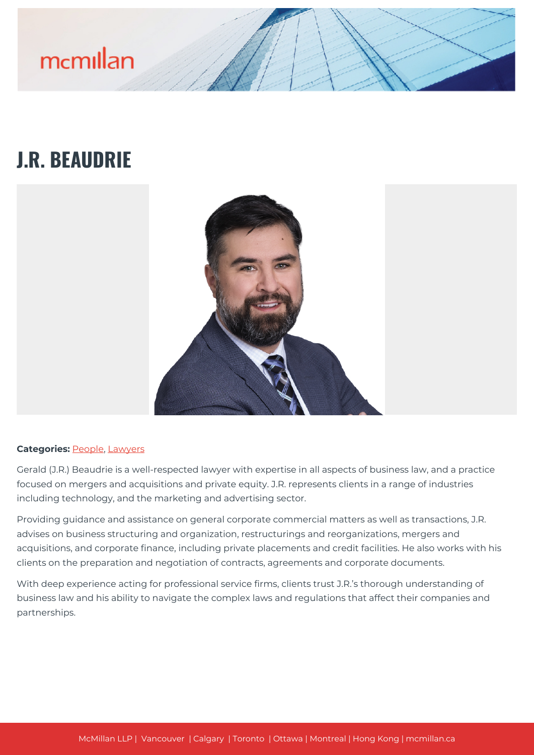# J.R. BEAUDRIE

**Categories:** People, Lawyers

Gerald (J.R.) Beaudrie is a well-respected lawyer with expertise in all aspects of business law, and a practice focused on mergers and acquisitions and private equity. J.R. represents clients in a range of industries including technology, and the marketing and advertising sector.

Providing guidance and assistance on general corporate commercial matters as well as transactions, J.R. advises on business structuring and organization, restructurings and reorganizations, mergers and acquisitions, and corporate finance, including private placements and credit facilities. He also works with his clients on the preparation and negotiation of contracts, agreements and corporate documents.

With deep experience acting for professional service firms, clients trust J.R.'s thorough understanding of business law and his ability to navigate the complex laws and regulations that affect their companies and partnerships.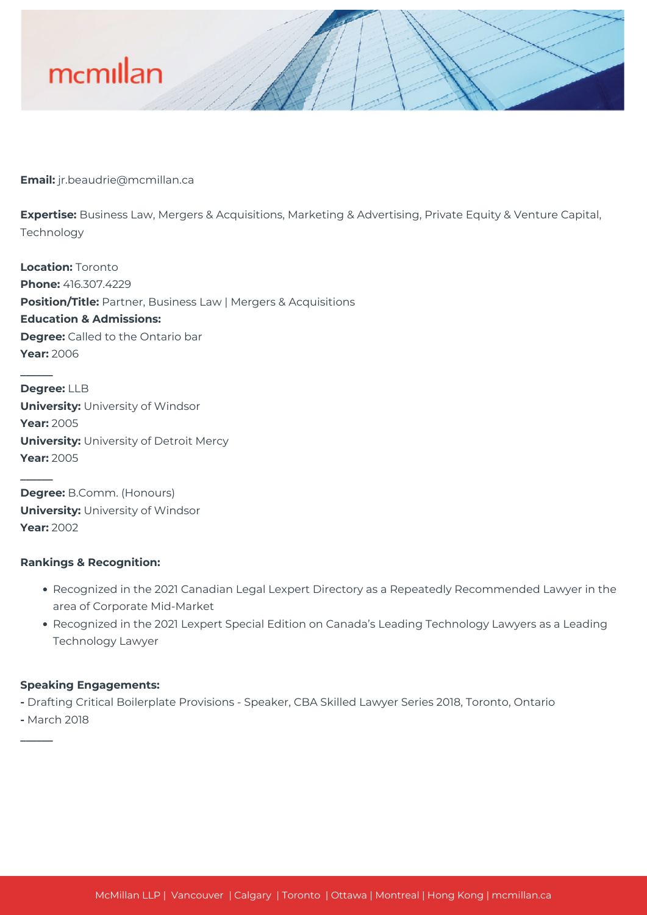**Email:** jr.beaudrie@mcmillan.ca

**Expertise:** Business Law, Mergers & Acquisitions, Marketing & Advertising, Private Equity & Venture Capital, Technology

**Location:** Toronto
**Phone:** 416.307.4229
**Position/Title:** Partner, Business Law | Mergers & Acquisitions
**Education & Admissions:**
**Degree:** Called to the Ontario bar
**Year:** 2006

---

**Degree:** LLB
**University:** University of Windsor
**Year:** 2005
**University:** University of Detroit Mercy
**Year:** 2005

---

**Degree:** B.Comm. (Honours)
**University:** University of Windsor
**Year:** 2002

**Rankings & Recognition:**

- Recognized in the 2021 Canadian Legal Lexpert Directory as a Repeatedly Recommended Lawyer in the area of Corporate Mid-Market
- Recognized in the 2021 Lexpert Special Edition on Canada's Leading Technology Lawyers as a Leading Technology Lawyer

**Speaking Engagements:**

**-** Drafting Critical Boilerplate Provisions - Speaker, CBA Skilled Lawyer Series 2018, Toronto, Ontario
**-** March 2018

---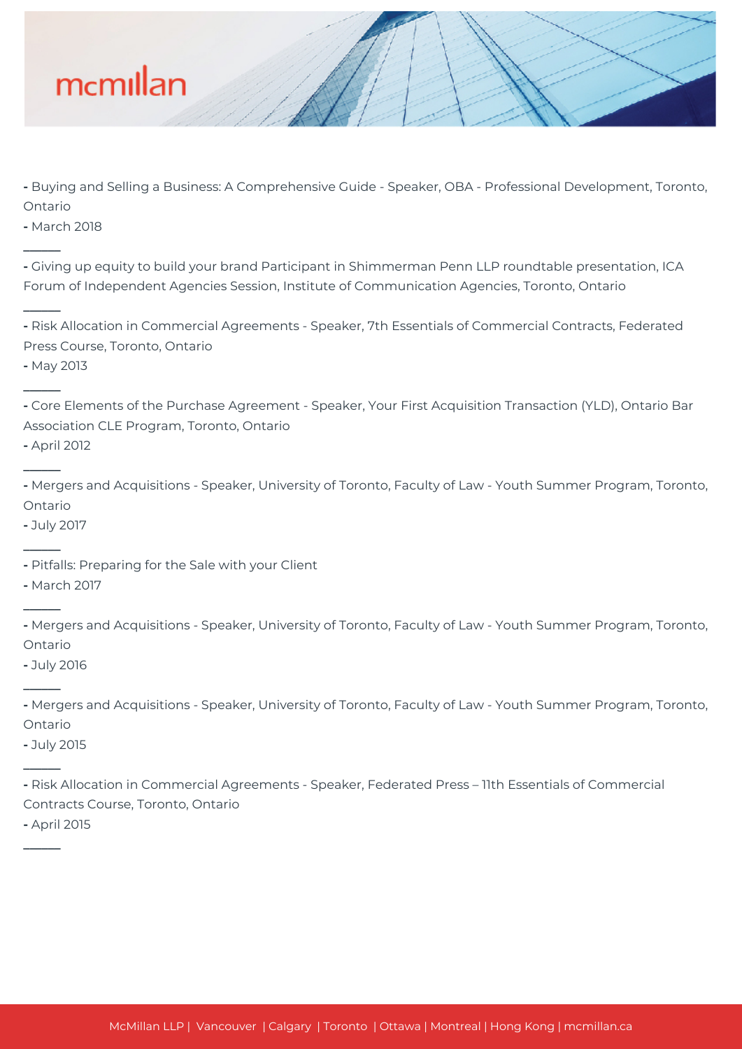- Buying and Selling a Business: A Comprehensive Guide - Speaker, OBA - Professional Development, Toronto, Ontario
- March 2018

---

- Giving up equity to build your brand Participant in Shimmerman Penn LLP roundtable presentation, ICA Forum of Independent Agencies Session, Institute of Communication Agencies, Toronto, Ontario

---

- Risk Allocation in Commercial Agreements - Speaker, 7th Essentials of Commercial Contracts, Federated Press Course, Toronto, Ontario
- May 2013

---

- Core Elements of the Purchase Agreement - Speaker, Your First Acquisition Transaction (YLD), Ontario Bar Association CLE Program, Toronto, Ontario
- April 2012

---

- Mergers and Acquisitions - Speaker, University of Toronto, Faculty of Law - Youth Summer Program, Toronto, Ontario
- July 2017

---

- Pitfalls: Preparing for the Sale with your Client
- March 2017

---

- Mergers and Acquisitions - Speaker, University of Toronto, Faculty of Law - Youth Summer Program, Toronto, Ontario
- July 2016

---

- Mergers and Acquisitions - Speaker, University of Toronto, Faculty of Law - Youth Summer Program, Toronto, Ontario
- July 2015

---

- Risk Allocation in Commercial Agreements - Speaker, Federated Press – 11th Essentials of Commercial Contracts Course, Toronto, Ontario
- April 2015

---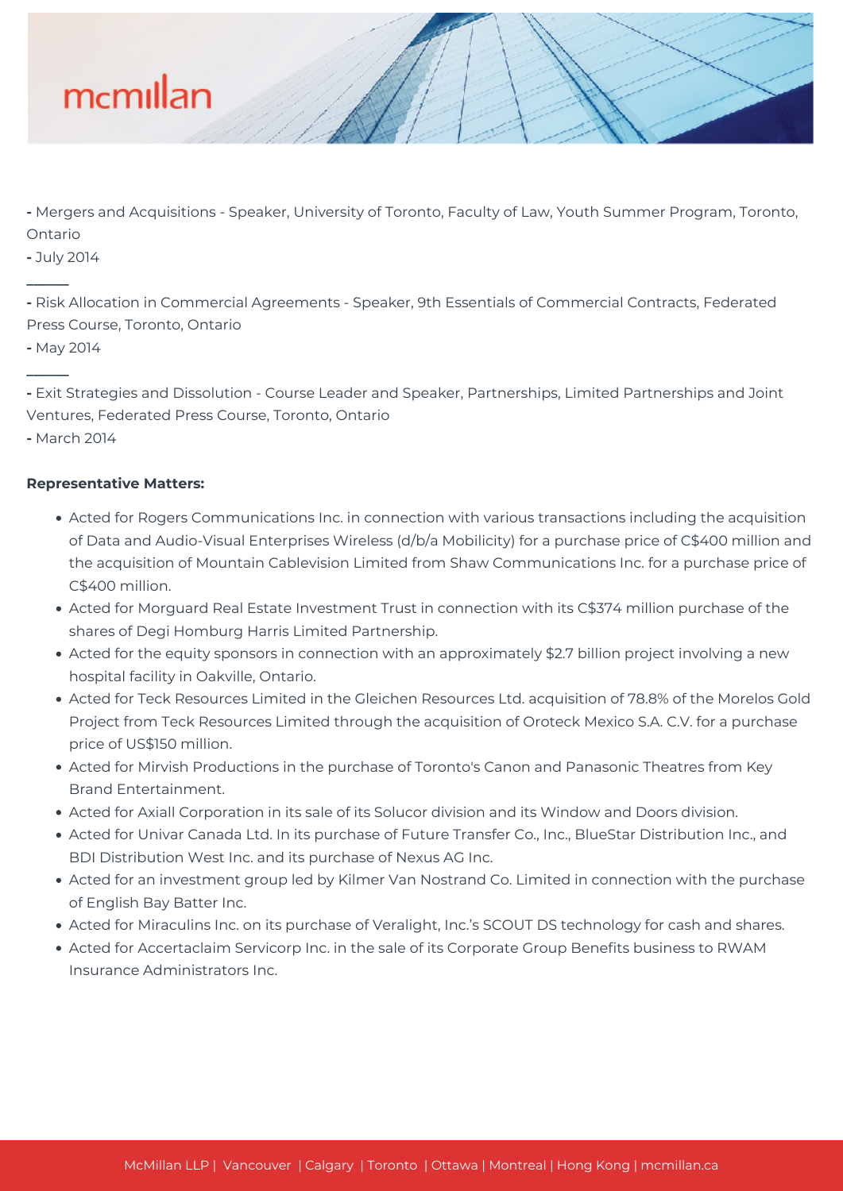- Mergers and Acquisitions - Speaker, University of Toronto, Faculty of Law, Youth Summer Program, Toronto, Ontario
- July 2014

---

- Risk Allocation in Commercial Agreements - Speaker, 9th Essentials of Commercial Contracts, Federated Press Course, Toronto, Ontario
- May 2014

---

- Exit Strategies and Dissolution - Course Leader and Speaker, Partnerships, Limited Partnerships and Joint Ventures, Federated Press Course, Toronto, Ontario
- March 2014

**Representative Matters:**

- Acted for Rogers Communications Inc. in connection with various transactions including the acquisition of Data and Audio-Visual Enterprises Wireless (d/b/a Mobilicity) for a purchase price of C$400 million and the acquisition of Mountain Cablevision Limited from Shaw Communications Inc. for a purchase price of C$400 million.
- Acted for Morguard Real Estate Investment Trust in connection with its C$374 million purchase of the shares of Degi Homburg Harris Limited Partnership.
- Acted for the equity sponsors in connection with an approximately $2.7 billion project involving a new hospital facility in Oakville, Ontario.
- Acted for Teck Resources Limited in the Gleichen Resources Ltd. acquisition of 78.8% of the Morelos Gold Project from Teck Resources Limited through the acquisition of Oroteck Mexico S.A. C.V. for a purchase price of US$150 million.
- Acted for Mirvish Productions in the purchase of Toronto's Canon and Panasonic Theatres from Key Brand Entertainment.
- Acted for Axiall Corporation in its sale of its Solucor division and its Window and Doors division.
- Acted for Univar Canada Ltd. In its purchase of Future Transfer Co., Inc., BlueStar Distribution Inc., and BDI Distribution West Inc. and its purchase of Nexus AG Inc.
- Acted for an investment group led by Kilmer Van Nostrand Co. Limited in connection with the purchase of English Bay Batter Inc.
- Acted for Miraculins Inc. on its purchase of Veralight, Inc.'s SCOUT DS technology for cash and shares.
- Acted for Accertaclaim Servicorp Inc. in the sale of its Corporate Group Benefits business to RWAM Insurance Administrators Inc.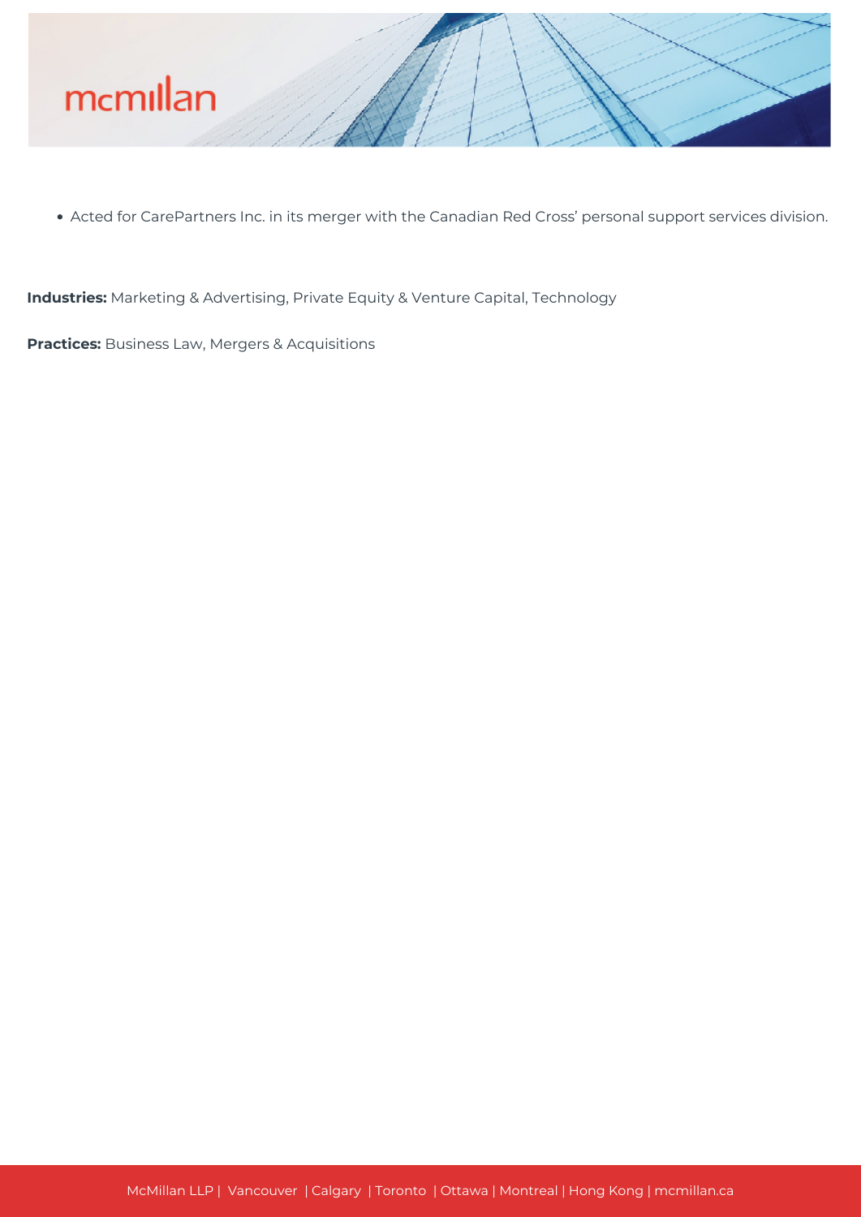- Acted for CarePartners Inc. in its merger with the Canadian Red Cross' personal support services division.

**Industries:** Marketing & Advertising, Private Equity & Venture Capital, Technology

**Practices:** Business Law, Mergers & Acquisitions